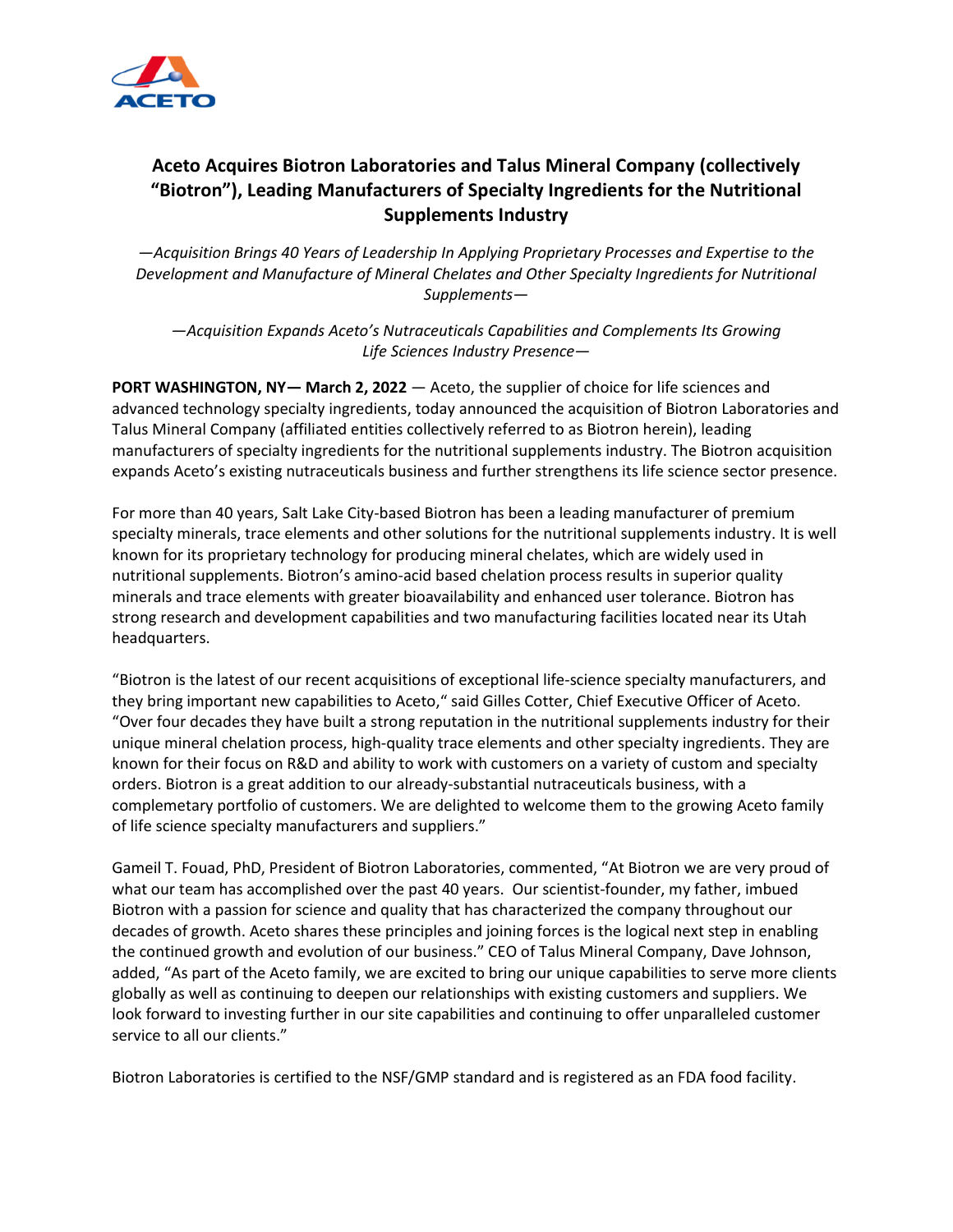# Aceto Acquires Biotron Laboratories and Talus Mineral Company (collectively "Biotron"), Leading Manufacturers of Specialty Ingredients for the Nutritional Supplements Industry

*—Acquisition Brings 40 Years of Leadership In Applying Proprietary Processes and Expertise to the Development and Manufacture of Mineral Chelates and Other Specialty Ingredients for Nutritional Supplements—*

*—Acquisition Expands Aceto's Nutraceuticals Capabilities and Complements Its Growing Life Sciences Industry Presence—*

**PORT WASHINGTON, NY— March 2, 2022** — Aceto, the supplier of choice for life sciences and advanced technology specialty ingredients, today announced the acquisition of Biotron Laboratories and Talus Mineral Company (affiliated entities collectively referred to as Biotron herein), leading manufacturers of specialty ingredients for the nutritional supplements industry. The Biotron acquisition expands Aceto's existing nutraceuticals business and further strengthens its life science sector presence.

For more than 40 years, Salt Lake City-based Biotron has been a leading manufacturer of premium specialty minerals, trace elements and other solutions for the nutritional supplements industry. It is well known for its proprietary technology for producing mineral chelates, which are widely used in nutritional supplements. Biotron's amino-acid based chelation process results in superior quality minerals and trace elements with greater bioavailability and enhanced user tolerance. Biotron has strong research and development capabilities and two manufacturing facilities located near its Utah headquarters.

"Biotron is the latest of our recent acquisitions of exceptional life-science specialty manufacturers, and they bring important new capabilities to Aceto," said Gilles Cotter, Chief Executive Officer of Aceto. "Over four decades they have built a strong reputation in the nutritional supplements industry for their unique mineral chelation process, high-quality trace elements and other specialty ingredients. They are known for their focus on R&D and ability to work with customers on a variety of custom and specialty orders. Biotron is a great addition to our already-substantial nutraceuticals business, with a complemetary portfolio of customers. We are delighted to welcome them to the growing Aceto family of life science specialty manufacturers and suppliers."

Gameil T. Fouad, PhD, President of Biotron Laboratories, commented, "At Biotron we are very proud of what our team has accomplished over the past 40 years. Our scientist-founder, my father, imbued Biotron with a passion for science and quality that has characterized the company throughout our decades of growth. Aceto shares these principles and joining forces is the logical next step in enabling the continued growth and evolution of our business." CEO of Talus Mineral Company, Dave Johnson, added, "As part of the Aceto family, we are excited to bring our unique capabilities to serve more clients globally as well as continuing to deepen our relationships with existing customers and suppliers. We look forward to investing further in our site capabilities and continuing to offer unparalleled customer service to all our clients."

Biotron Laboratories is certified to the NSF/GMP standard and is registered as an FDA food facility.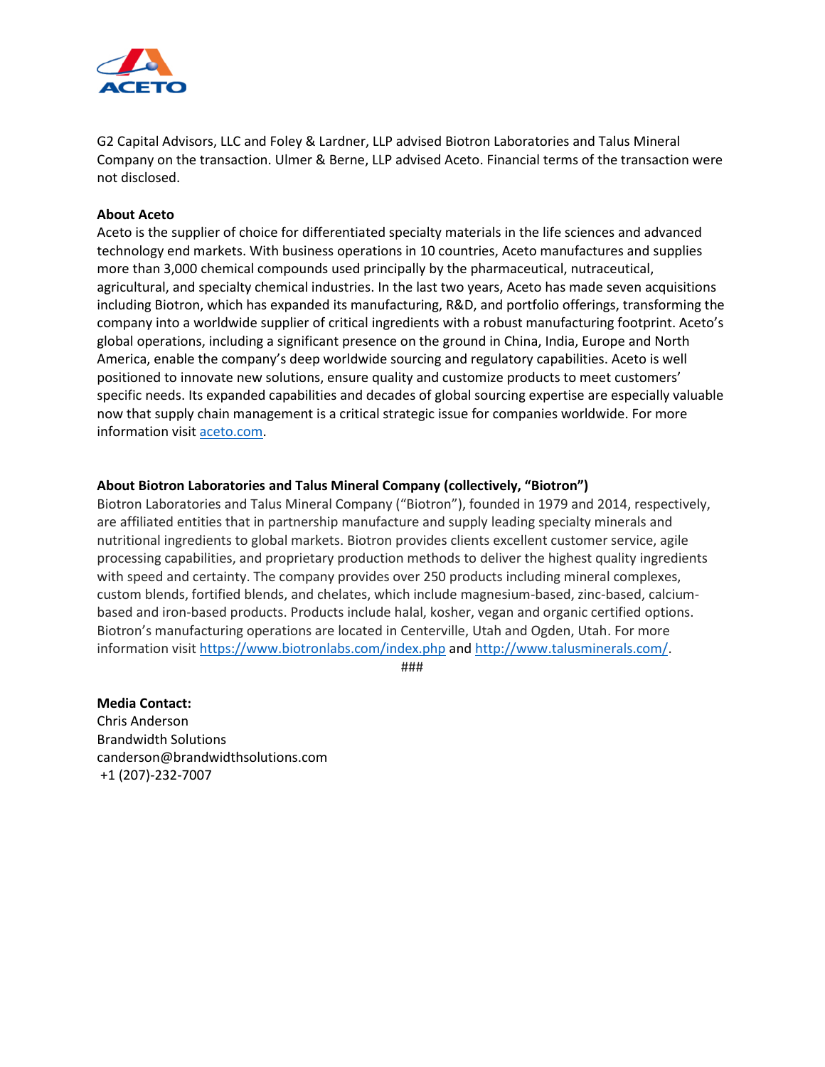G2 Capital Advisors, LLC and Foley & Lardner, LLP advised Biotron Laboratories and Talus Mineral Company on the transaction. Ulmer & Berne, LLP advised Aceto. Financial terms of the transaction were not disclosed.

**About Aceto**

Aceto is the supplier of choice for differentiated specialty materials in the life sciences and advanced technology end markets. With business operations in 10 countries, Aceto manufactures and supplies more than 3,000 chemical compounds used principally by the pharmaceutical, nutraceutical, agricultural, and specialty chemical industries. In the last two years, Aceto has made seven acquisitions including Biotron, which has expanded its manufacturing, R&D, and portfolio offerings, transforming the company into a worldwide supplier of critical ingredients with a robust manufacturing footprint. Aceto's global operations, including a significant presence on the ground in China, India, Europe and North America, enable the company's deep worldwide sourcing and regulatory capabilities. Aceto is well positioned to innovate new solutions, ensure quality and customize products to meet customers' specific needs. Its expanded capabilities and decades of global sourcing expertise are especially valuable now that supply chain management is a critical strategic issue for companies worldwide. For more information visit [aceto.com](aceto.com).

**About Biotron Laboratories and Talus Mineral Company (collectively, "Biotron")**

Biotron Laboratories and Talus Mineral Company ("Biotron"), founded in 1979 and 2014, respectively, are affiliated entities that in partnership manufacture and supply leading specialty minerals and nutritional ingredients to global markets. Biotron provides clients excellent customer service, agile processing capabilities, and proprietary production methods to deliver the highest quality ingredients with speed and certainty. The company provides over 250 products including mineral complexes, custom blends, fortified blends, and chelates, which include magnesium-based, zinc-based, calcium-based and iron-based products. Products include halal, kosher, vegan and organic certified options. Biotron's manufacturing operations are located in Centerville, Utah and Ogden, Utah. For more information visit [https://www.biotronlabs.com/index.php](https://www.biotronlabs.com/index.php) and [http://www.talusminerals.com/](http://www.talusminerals.com/).

###

**Media Contact:**
Chris Anderson
Brandwidth Solutions
canderson@brandwidthsolutions.com
+1 (207)-232-7007